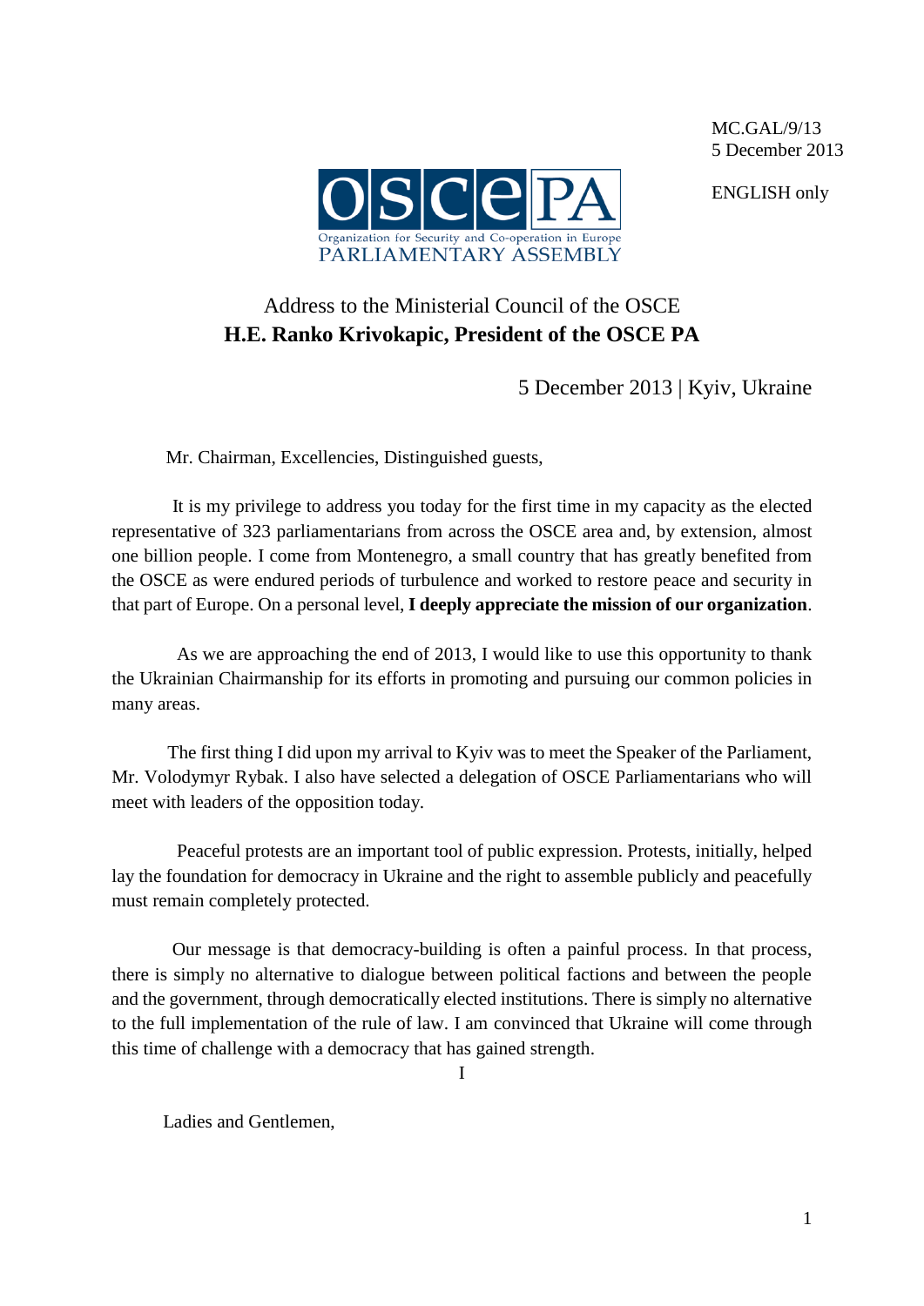MC.GAL/9/13
5 December 2013

ENGLISH only

Organization for Security and Co-operation in Europe
PARLIAMENTARY ASSEMBLY

# Address to the Ministerial Council of the OSCE
## H.E. Ranko Krivokapic, President of the OSCE PA

5 December 2013 | Kyiv, Ukraine

Mr. Chairman, Excellencies, Distinguished guests,

It is my privilege to address you today for the first time in my capacity as the elected representative of 323 parliamentarians from across the OSCE area and, by extension, almost one billion people. I come from Montenegro, a small country that has greatly benefited from the OSCE as were endured periods of turbulence and worked to restore peace and security in that part of Europe. On a personal level, **I deeply appreciate the mission of our organization**.

As we are approaching the end of 2013, I would like to use this opportunity to thank the Ukrainian Chairmanship for its efforts in promoting and pursuing our common policies in many areas.

The first thing I did upon my arrival to Kyiv was to meet the Speaker of the Parliament, Mr. Volodymyr Rybak. I also have selected a delegation of OSCE Parliamentarians who will meet with leaders of the opposition today.

Peaceful protests are an important tool of public expression. Protests, initially, helped lay the foundation for democracy in Ukraine and the right to assemble publicly and peacefully must remain completely protected.

Our message is that democracy-building is often a painful process. In that process, there is simply no alternative to dialogue between political factions and between the people and the government, through democratically elected institutions. There is simply no alternative to the full implementation of the rule of law. I am convinced that Ukraine will come through this time of challenge with a democracy that has gained strength.

I

Ladies and Gentlemen,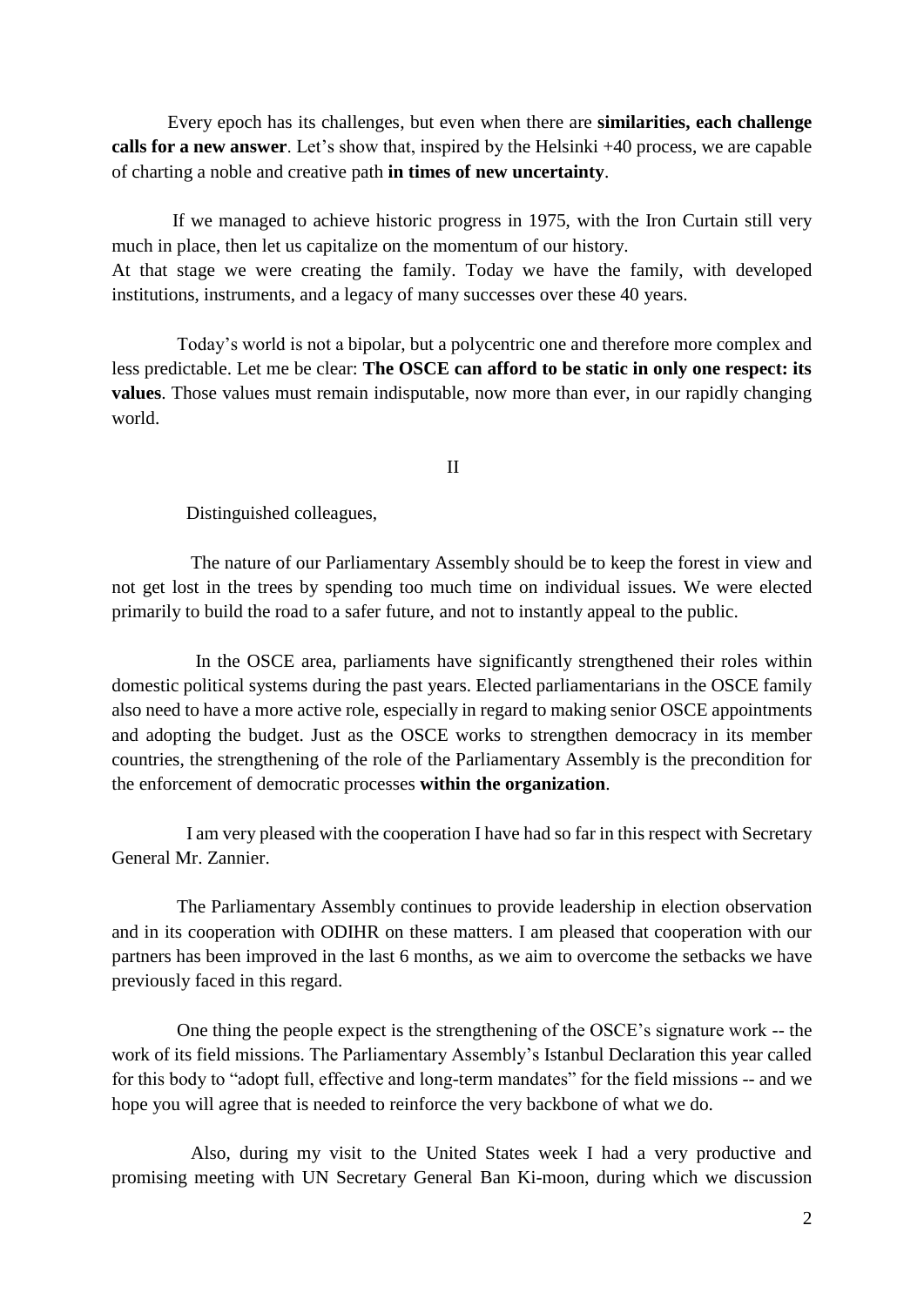Every epoch has its challenges, but even when there are **similarities, each challenge calls for a new answer**. Let's show that, inspired by the Helsinki +40 process, we are capable of charting a noble and creative path **in times of new uncertainty**.

If we managed to achieve historic progress in 1975, with the Iron Curtain still very much in place, then let us capitalize on the momentum of our history.
At that stage we were creating the family. Today we have the family, with developed institutions, instruments, and a legacy of many successes over these 40 years.

Today's world is not a bipolar, but a polycentric one and therefore more complex and less predictable. Let me be clear: **The OSCE can afford to be static in only one respect: its values**. Those values must remain indisputable, now more than ever, in our rapidly changing world.

II

Distinguished colleagues,

The nature of our Parliamentary Assembly should be to keep the forest in view and not get lost in the trees by spending too much time on individual issues. We were elected primarily to build the road to a safer future, and not to instantly appeal to the public.

In the OSCE area, parliaments have significantly strengthened their roles within domestic political systems during the past years. Elected parliamentarians in the OSCE family also need to have a more active role, especially in regard to making senior OSCE appointments and adopting the budget. Just as the OSCE works to strengthen democracy in its member countries, the strengthening of the role of the Parliamentary Assembly is the precondition for the enforcement of democratic processes **within the organization**.

I am very pleased with the cooperation I have had so far in this respect with Secretary General Mr. Zannier.

The Parliamentary Assembly continues to provide leadership in election observation and in its cooperation with ODIHR on these matters. I am pleased that cooperation with our partners has been improved in the last 6 months, as we aim to overcome the setbacks we have previously faced in this regard.

One thing the people expect is the strengthening of the OSCE's signature work -- the work of its field missions. The Parliamentary Assembly's Istanbul Declaration this year called for this body to "adopt full, effective and long-term mandates" for the field missions -- and we hope you will agree that is needed to reinforce the very backbone of what we do.

Also, during my visit to the United States week I had a very productive and promising meeting with UN Secretary General Ban Ki-moon, during which we discussion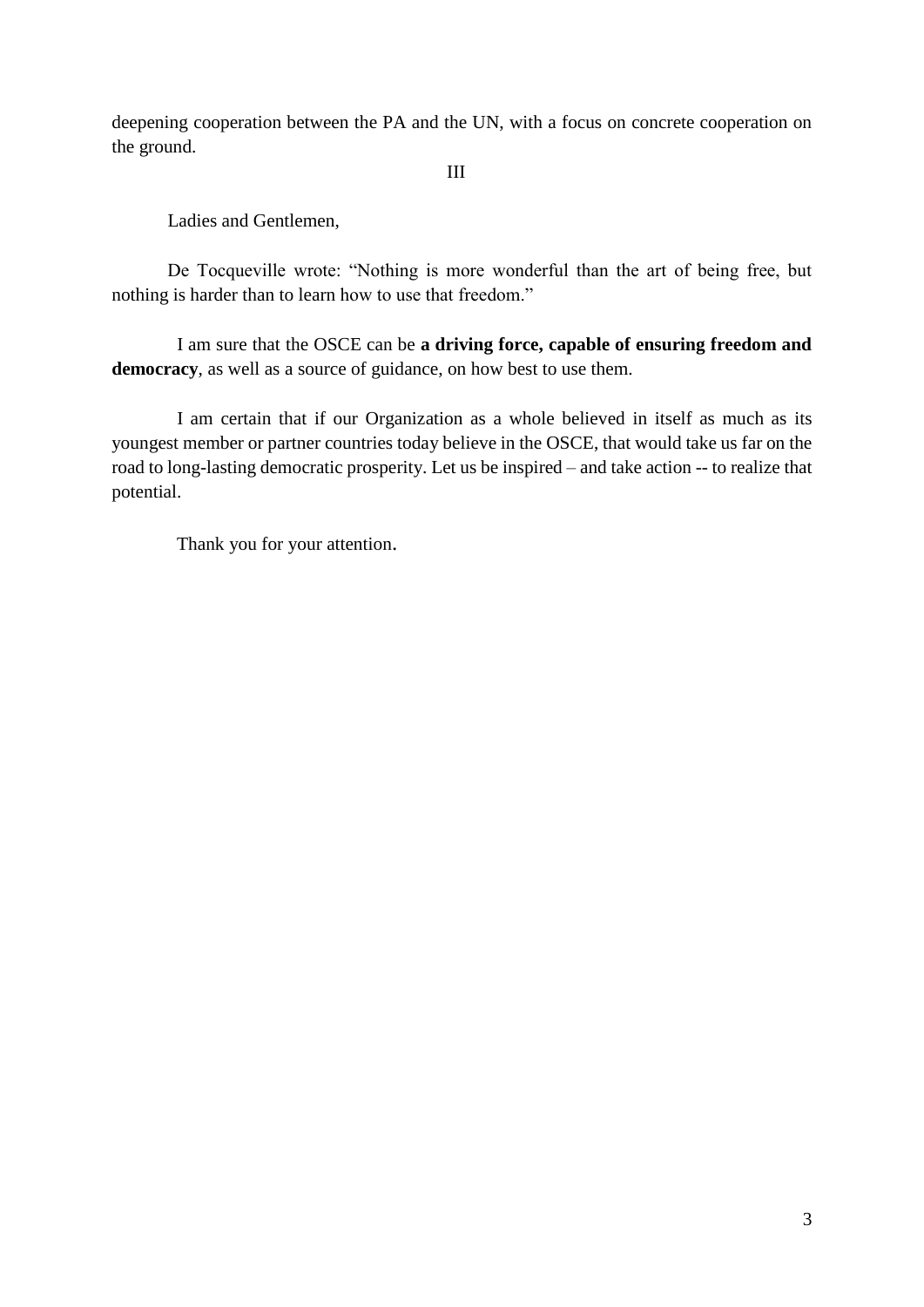deepening cooperation between the PA and the UN, with a focus on concrete cooperation on the ground.

III

Ladies and Gentlemen,

De Tocqueville wrote: “Nothing is more wonderful than the art of being free, but nothing is harder than to learn how to use that freedom.”

I am sure that the OSCE can be **a driving force, capable of ensuring freedom and democracy**, as well as a source of guidance, on how best to use them.

I am certain that if our Organization as a whole believed in itself as much as its youngest member or partner countries today believe in the OSCE, that would take us far on the road to long-lasting democratic prosperity. Let us be inspired – and take action -- to realize that potential.

Thank you for your attention.